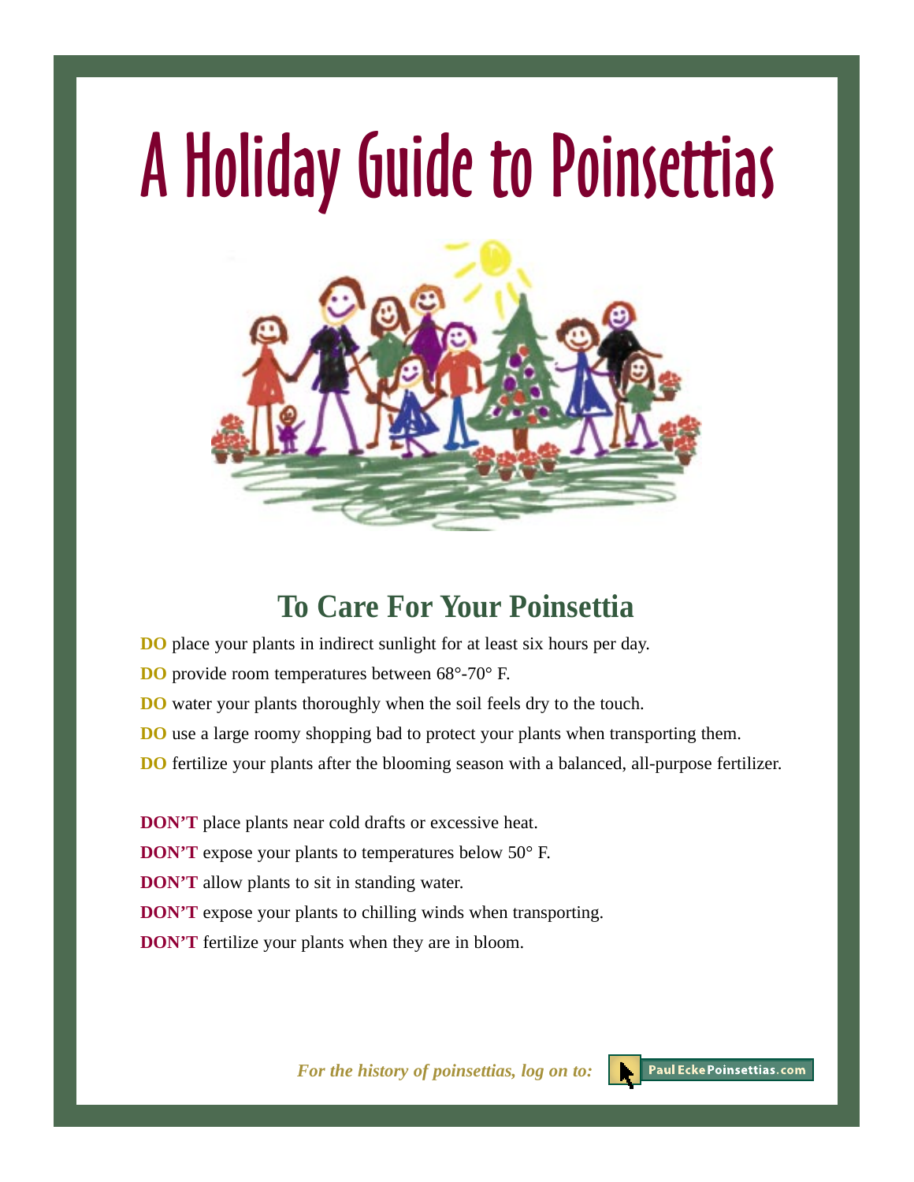# A Holiday Guide to Poinsettias

## To Care For Your Poinsettia

**DO** place your plants in indirect sunlight for at least six hours per day.

**DO** provide room temperatures between 68°-70° F.

**DO** water your plants thoroughly when the soil feels dry to the touch.

**DO** use a large roomy shopping bad to protect your plants when transporting them.

**DO** fertilize your plants after the blooming season with a balanced, all-purpose fertilizer.

**DON'T** place plants near cold drafts or excessive heat.

**DON'T** expose your plants to temperatures below 50° F.

**DON'T** allow plants to sit in standing water.

**DON'T** expose your plants to chilling winds when transporting.

**DON'T** fertilize your plants when they are in bloom.

***For the history of poinsettias, log on to:*** PaulEckePoinsettias.com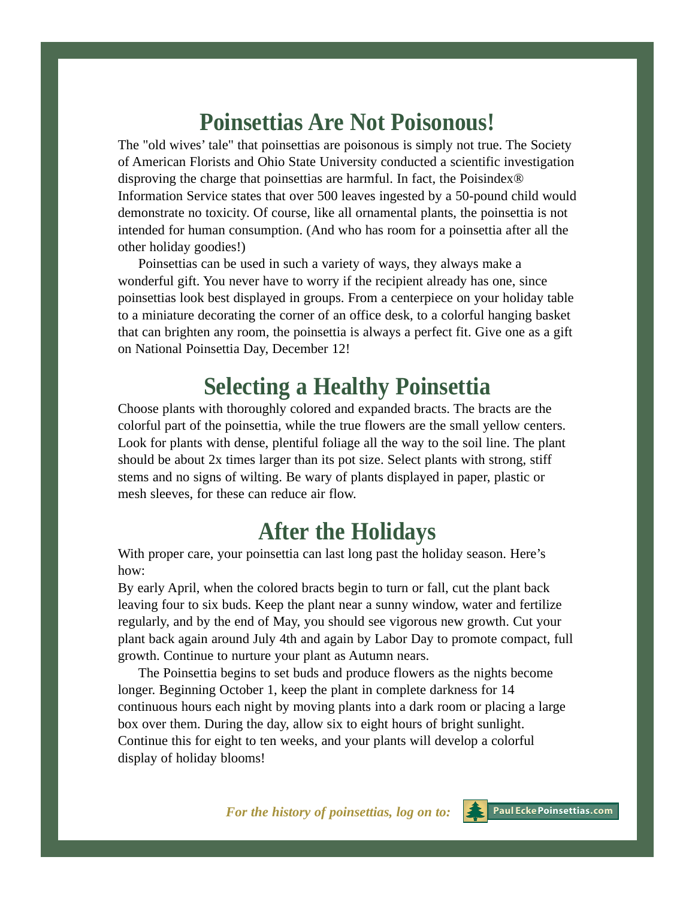# Poinsettias Are Not Poisonous!

The "old wives' tale" that poinsettias are poisonous is simply not true. The Society of American Florists and Ohio State University conducted a scientific investigation disproving the charge that poinsettias are harmful. In fact, the Poisindex® Information Service states that over 500 leaves ingested by a 50-pound child would demonstrate no toxicity. Of course, like all ornamental plants, the poinsettia is not intended for human consumption. (And who has room for a poinsettia after all the other holiday goodies!)

Poinsettias can be used in such a variety of ways, they always make a wonderful gift. You never have to worry if the recipient already has one, since poinsettias look best displayed in groups. From a centerpiece on your holiday table to a miniature decorating the corner of an office desk, to a colorful hanging basket that can brighten any room, the poinsettia is always a perfect fit. Give one as a gift on National Poinsettia Day, December 12!

# Selecting a Healthy Poinsettia

Choose plants with thoroughly colored and expanded bracts. The bracts are the colorful part of the poinsettia, while the true flowers are the small yellow centers. Look for plants with dense, plentiful foliage all the way to the soil line. The plant should be about 2x times larger than its pot size. Select plants with strong, stiff stems and no signs of wilting. Be wary of plants displayed in paper, plastic or mesh sleeves, for these can reduce air flow.

# After the Holidays

With proper care, your poinsettia can last long past the holiday season. Here's how:

By early April, when the colored bracts begin to turn or fall, cut the plant back leaving four to six buds. Keep the plant near a sunny window, water and fertilize regularly, and by the end of May, you should see vigorous new growth. Cut your plant back again around July 4th and again by Labor Day to promote compact, full growth. Continue to nurture your plant as Autumn nears.

The Poinsettia begins to set buds and produce flowers as the nights become longer. Beginning October 1, keep the plant in complete darkness for 14 continuous hours each night by moving plants into a dark room or placing a large box over them. During the day, allow six to eight hours of bright sunlight. Continue this for eight to ten weeks, and your plants will develop a colorful display of holiday blooms!

*For the history of poinsettias, log on to:* PaulEckePoinsettias.com